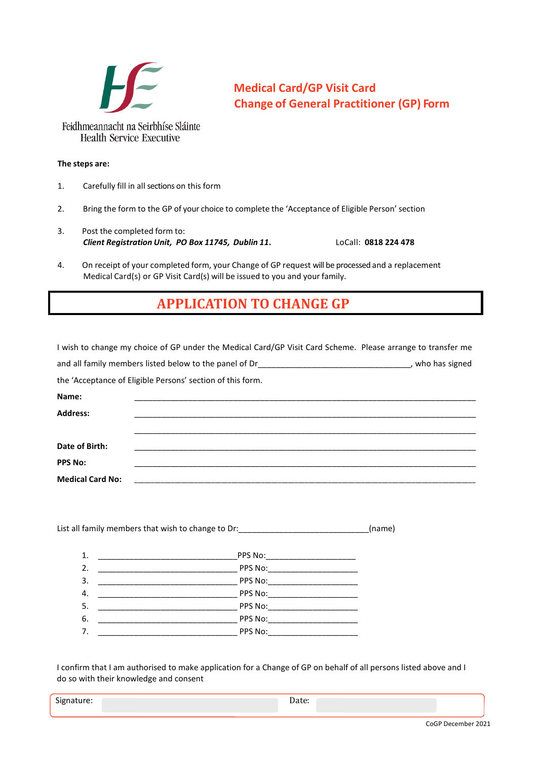Feidhmeannacht na Seirbhíse Sláinte
Health Service Executive

# Medical Card/GP Visit Card
# Change of General Practitioner (GP) Form

**The steps are:**

1. Carefully fill in all sections on this form
2. Bring the form to the GP of your choice to complete the 'Acceptance of Eligible Person' section
3. Post the completed form to:
   ***Client Registration Unit, PO Box 11745, Dublin 11.*** LoCall: **0818 224 478**
4. On receipt of your completed form, your Change of GP request will be processed and a replacement Medical Card(s) or GP Visit Card(s) will be issued to you and your family.

## APPLICATION TO CHANGE GP

I wish to change my choice of GP under the Medical Card/GP Visit Card Scheme. Please arrange to transfer me and all family members listed below to the panel of Dr__________________________________, who has signed the 'Acceptance of Eligible Persons' section of this form.

**Name:** ____________________________________________________________

**Address:** ____________________________________________________________

____________________________________________________________

**Date of Birth:** ____________________________________________________________

**PPS No:** ____________________________________________________________

**Medical Card No:** ____________________________________________________________

List all family members that wish to change to Dr:_____________________________(name)

1. ________________________________PPS No:____________________
2. ________________________________ PPS No:____________________
3. ________________________________ PPS No:____________________
4. ________________________________ PPS No:____________________
5. ________________________________ PPS No:____________________
6. ________________________________ PPS No:____________________
7. ________________________________ PPS No:____________________

I confirm that I am authorised to make application for a Change of GP on behalf of all persons listed above and I do so with their knowledge and consent

| Signature: | | Date: | |
|---|---|---|---|

CoGP December 2021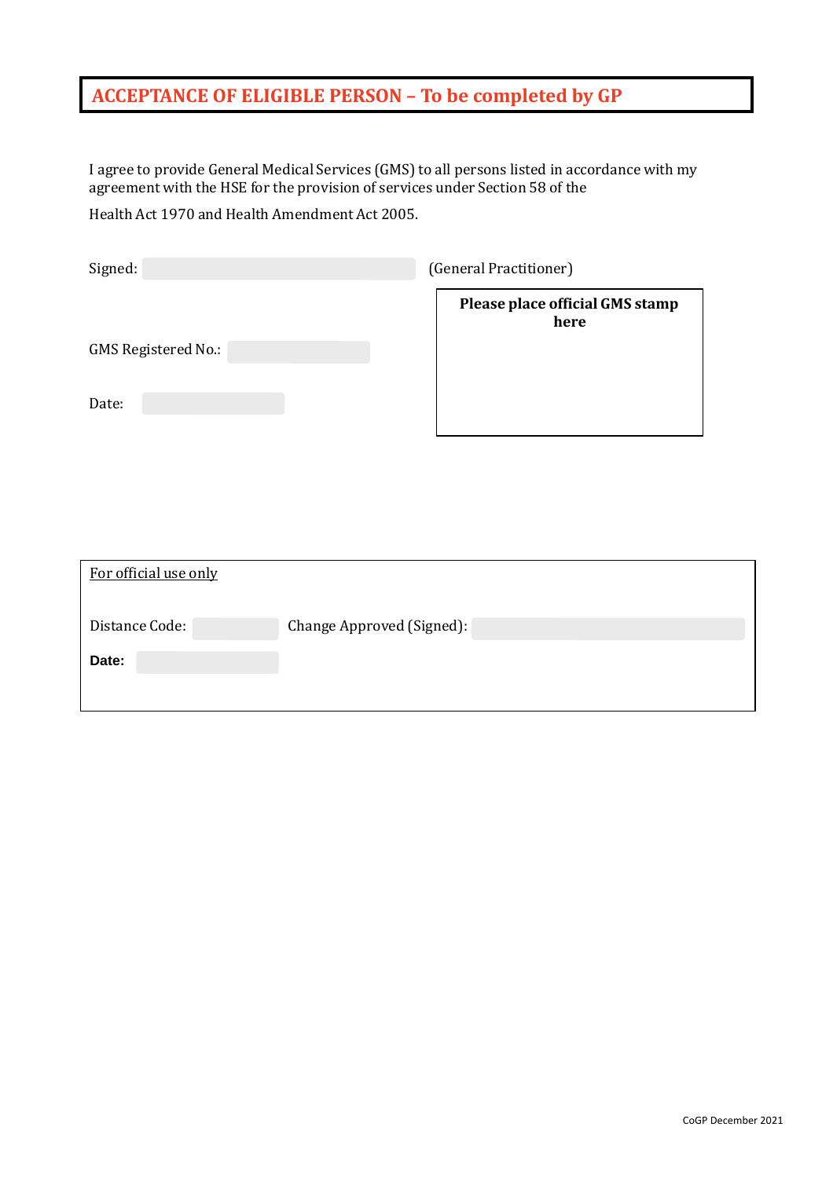## ACCEPTANCE OF ELIGIBLE PERSON – To be completed by GP

I agree to provide General Medical Services (GMS) to all persons listed in accordance with my agreement with the HSE for the provision of services under Section 58 of the Health Act 1970 and Health Amendment Act 2005.

Signed: ____________________ (General Practitioner)

GMS Registered No.: ____________________

Date: ____________________

**Please place official GMS stamp here**

For official use only

Distance Code: __________ Change Approved (Signed): ____________________

**Date:** __________